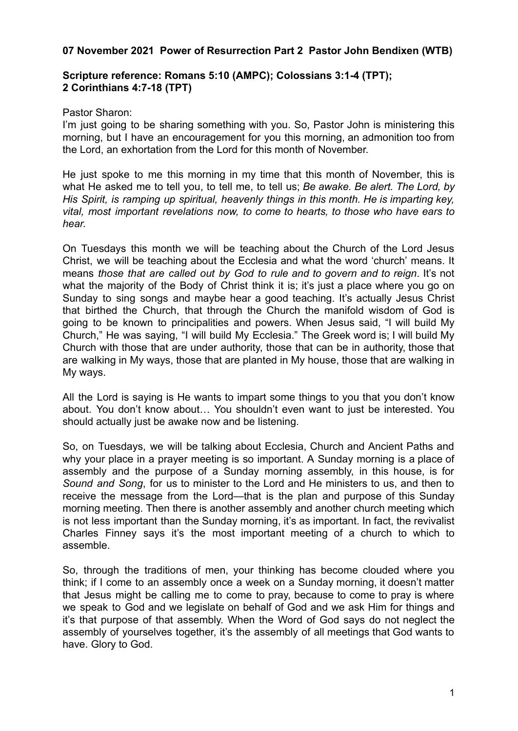**07 November 2021 Power of Resurrection Part 2 Pastor John Bendixen (WTB)**

**Scripture reference: Romans 5:10 (AMPC); Colossians 3:1-4 (TPT); 2 Corinthians 4:7-18 (TPT)**

Pastor Sharon:

I'm just going to be sharing something with you. So, Pastor John is ministering this morning, but I have an encouragement for you this morning, an admonition too from the Lord, an exhortation from the Lord for this month of November.

He just spoke to me this morning in my time that this month of November, this is what He asked me to tell you, to tell me, to tell us; *Be awake. Be alert. The Lord, by His Spirit, is ramping up spiritual, heavenly things in this month. He is imparting key, vital, most important revelations now, to come to hearts, to those who have ears to hear.*

On Tuesdays this month we will be teaching about the Church of the Lord Jesus Christ, we will be teaching about the Ecclesia and what the word 'church' means. It means *those that are called out by God to rule and to govern and to reign*. It's not what the majority of the Body of Christ think it is; it's just a place where you go on Sunday to sing songs and maybe hear a good teaching. It's actually Jesus Christ that birthed the Church, that through the Church the manifold wisdom of God is going to be known to principalities and powers. When Jesus said, "I will build My Church," He was saying, "I will build My Ecclesia." The Greek word is; I will build My Church with those that are under authority, those that can be in authority, those that are walking in My ways, those that are planted in My house, those that are walking in My ways.

All the Lord is saying is He wants to impart some things to you that you don't know about. You don't know about… You shouldn't even want to just be interested. You should actually just be awake now and be listening.

So, on Tuesdays, we will be talking about Ecclesia, Church and Ancient Paths and why your place in a prayer meeting is so important. A Sunday morning is a place of assembly and the purpose of a Sunday morning assembly, in this house, is for *Sound and Song*, for us to minister to the Lord and He ministers to us, and then to receive the message from the Lord—that is the plan and purpose of this Sunday morning meeting. Then there is another assembly and another church meeting which is not less important than the Sunday morning, it's as important. In fact, the revivalist Charles Finney says it's the most important meeting of a church to which to assemble.

So, through the traditions of men, your thinking has become clouded where you think; if I come to an assembly once a week on a Sunday morning, it doesn't matter that Jesus might be calling me to come to pray, because to come to pray is where we speak to God and we legislate on behalf of God and we ask Him for things and it's that purpose of that assembly. When the Word of God says do not neglect the assembly of yourselves together, it's the assembly of all meetings that God wants to have. Glory to God.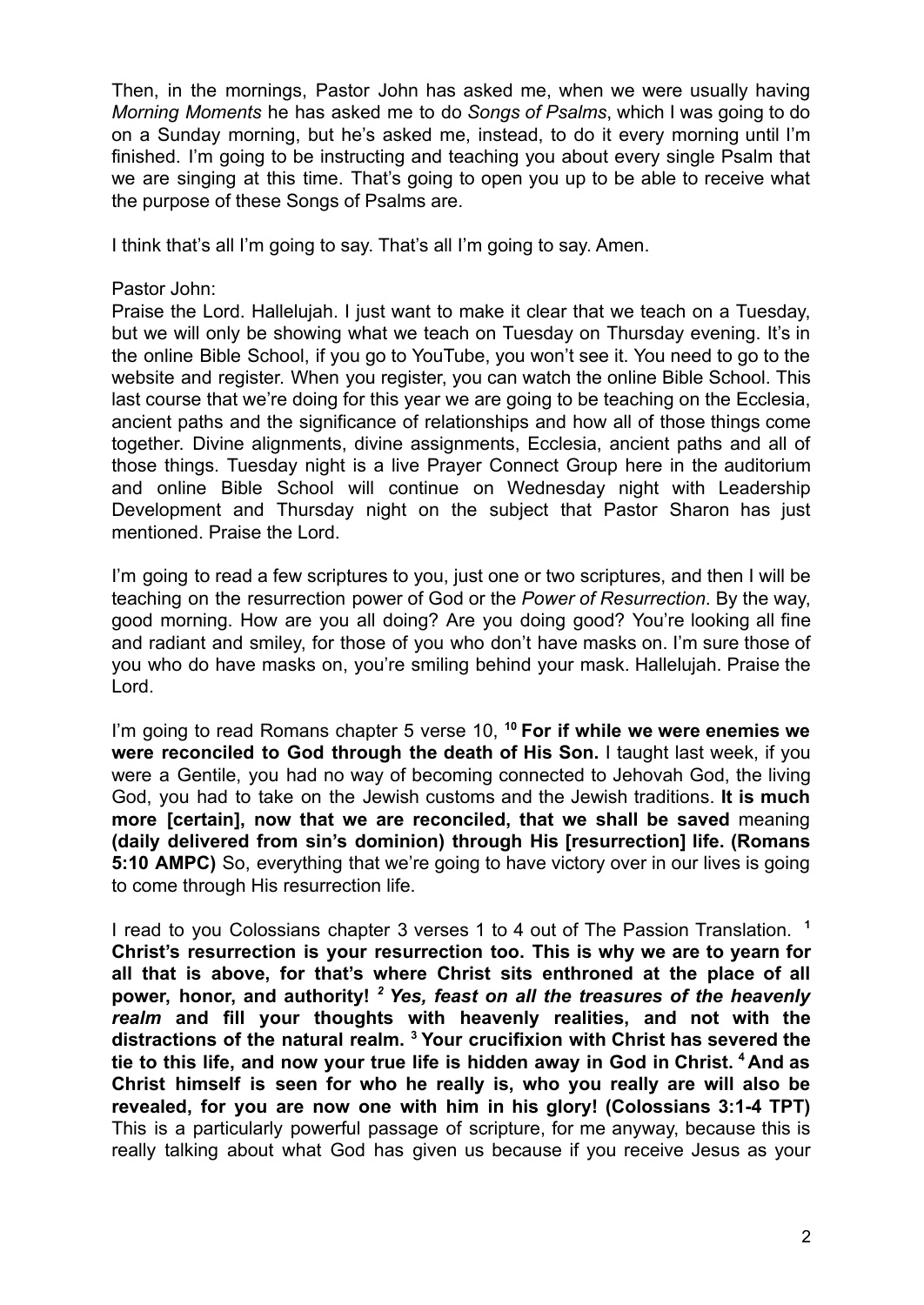Then, in the mornings, Pastor John has asked me, when we were usually having *Morning Moments* he has asked me to do *Songs of Psalms*, which I was going to do on a Sunday morning, but he's asked me, instead, to do it every morning until I'm finished. I'm going to be instructing and teaching you about every single Psalm that we are singing at this time. That's going to open you up to be able to receive what the purpose of these Songs of Psalms are.

I think that's all I'm going to say. That's all I'm going to say. Amen.

Pastor John:
Praise the Lord. Hallelujah. I just want to make it clear that we teach on a Tuesday, but we will only be showing what we teach on Tuesday on Thursday evening. It's in the online Bible School, if you go to YouTube, you won't see it. You need to go to the website and register. When you register, you can watch the online Bible School. This last course that we're doing for this year we are going to be teaching on the Ecclesia, ancient paths and the significance of relationships and how all of those things come together. Divine alignments, divine assignments, Ecclesia, ancient paths and all of those things. Tuesday night is a live Prayer Connect Group here in the auditorium and online Bible School will continue on Wednesday night with Leadership Development and Thursday night on the subject that Pastor Sharon has just mentioned. Praise the Lord.

I'm going to read a few scriptures to you, just one or two scriptures, and then I will be teaching on the resurrection power of God or the *Power of Resurrection*. By the way, good morning. How are you all doing? Are you doing good? You're looking all fine and radiant and smiley, for those of you who don't have masks on. I'm sure those of you who do have masks on, you're smiling behind your mask. Hallelujah. Praise the Lord.

I'm going to read Romans chapter 5 verse 10, [10] **For if while we were enemies we were reconciled to God through the death of His Son.** I taught last week, if you were a Gentile, you had no way of becoming connected to Jehovah God, the living God, you had to take on the Jewish customs and the Jewish traditions. **It is much more [certain], now that we are reconciled, that we shall be saved** meaning **(daily delivered from sin's dominion) through His [resurrection] life. (Romans 5:10 AMPC)** So, everything that we're going to have victory over in our lives is going to come through His resurrection life.

I read to you Colossians chapter 3 verses 1 to 4 out of The Passion Translation. [1] **Christ's resurrection is your resurrection too. This is why we are to yearn for all that is above, for that's where Christ sits enthroned at the place of all power, honor, and authority!** [2] ***Yes, feast on all the treasures of the heavenly realm*** **and fill your thoughts with heavenly realities, and not with the distractions of the natural realm.** [3] **Your crucifixion with Christ has severed the tie to this life, and now your true life is hidden away in God in Christ.** [4] **And as Christ himself is seen for who he really is, who you really are will also be revealed, for you are now one with him in his glory! (Colossians 3:1-4 TPT)** This is a particularly powerful passage of scripture, for me anyway, because this is really talking about what God has given us because if you receive Jesus as your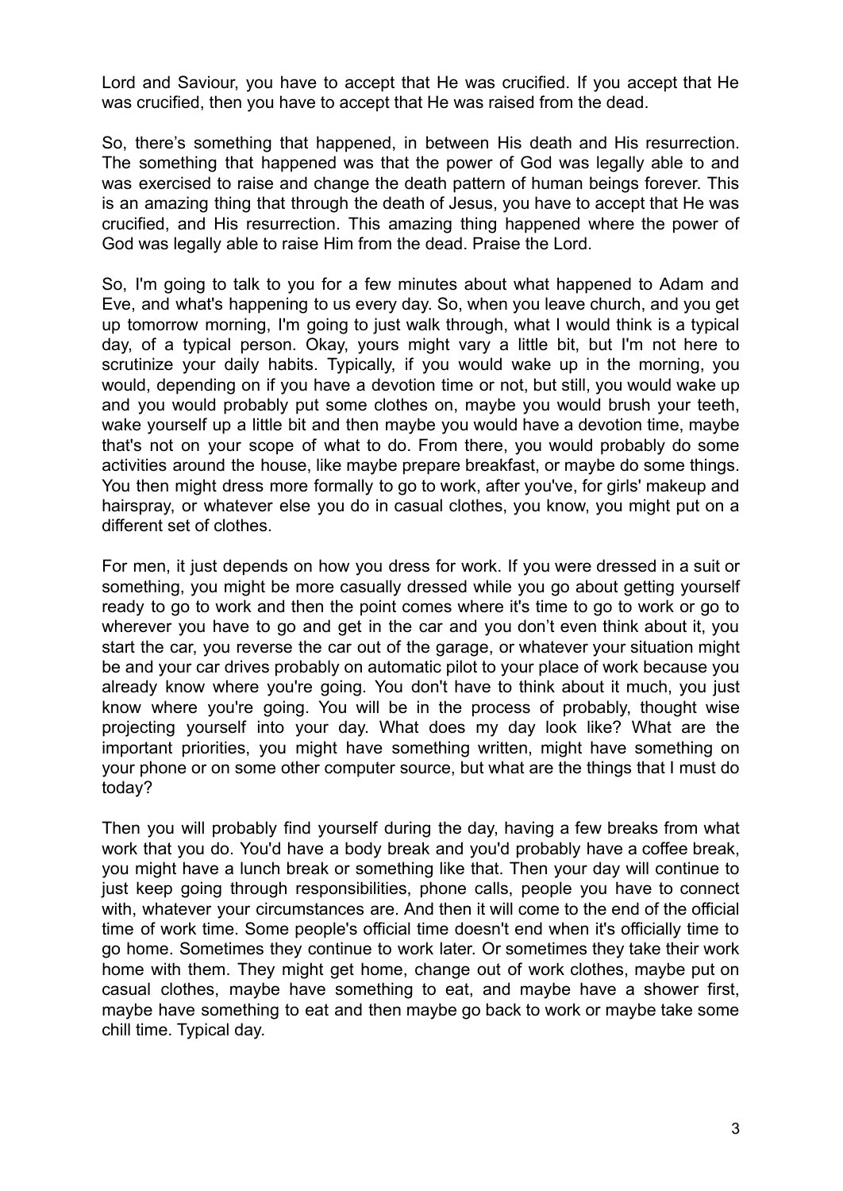Lord and Saviour, you have to accept that He was crucified. If you accept that He was crucified, then you have to accept that He was raised from the dead.

So, there's something that happened, in between His death and His resurrection. The something that happened was that the power of God was legally able to and was exercised to raise and change the death pattern of human beings forever. This is an amazing thing that through the death of Jesus, you have to accept that He was crucified, and His resurrection. This amazing thing happened where the power of God was legally able to raise Him from the dead. Praise the Lord.

So, I'm going to talk to you for a few minutes about what happened to Adam and Eve, and what's happening to us every day. So, when you leave church, and you get up tomorrow morning, I'm going to just walk through, what I would think is a typical day, of a typical person. Okay, yours might vary a little bit, but I'm not here to scrutinize your daily habits. Typically, if you would wake up in the morning, you would, depending on if you have a devotion time or not, but still, you would wake up and you would probably put some clothes on, maybe you would brush your teeth, wake yourself up a little bit and then maybe you would have a devotion time, maybe that's not on your scope of what to do. From there, you would probably do some activities around the house, like maybe prepare breakfast, or maybe do some things. You then might dress more formally to go to work, after you've, for girls' makeup and hairspray, or whatever else you do in casual clothes, you know, you might put on a different set of clothes.

For men, it just depends on how you dress for work. If you were dressed in a suit or something, you might be more casually dressed while you go about getting yourself ready to go to work and then the point comes where it's time to go to work or go to wherever you have to go and get in the car and you don't even think about it, you start the car, you reverse the car out of the garage, or whatever your situation might be and your car drives probably on automatic pilot to your place of work because you already know where you're going. You don't have to think about it much, you just know where you're going. You will be in the process of probably, thought wise projecting yourself into your day. What does my day look like? What are the important priorities, you might have something written, might have something on your phone or on some other computer source, but what are the things that I must do today?

Then you will probably find yourself during the day, having a few breaks from what work that you do. You'd have a body break and you'd probably have a coffee break, you might have a lunch break or something like that. Then your day will continue to just keep going through responsibilities, phone calls, people you have to connect with, whatever your circumstances are. And then it will come to the end of the official time of work time. Some people's official time doesn't end when it's officially time to go home. Sometimes they continue to work later. Or sometimes they take their work home with them. They might get home, change out of work clothes, maybe put on casual clothes, maybe have something to eat, and maybe have a shower first, maybe have something to eat and then maybe go back to work or maybe take some chill time. Typical day.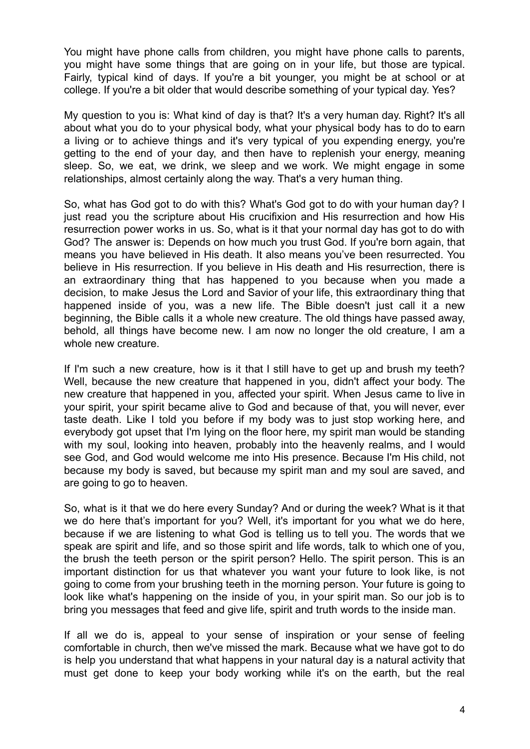You might have phone calls from children, you might have phone calls to parents, you might have some things that are going on in your life, but those are typical. Fairly, typical kind of days. If you're a bit younger, you might be at school or at college. If you're a bit older that would describe something of your typical day. Yes?

My question to you is: What kind of day is that? It's a very human day. Right? It's all about what you do to your physical body, what your physical body has to do to earn a living or to achieve things and it's very typical of you expending energy, you're getting to the end of your day, and then have to replenish your energy, meaning sleep. So, we eat, we drink, we sleep and we work. We might engage in some relationships, almost certainly along the way. That's a very human thing.

So, what has God got to do with this? What's God got to do with your human day? I just read you the scripture about His crucifixion and His resurrection and how His resurrection power works in us. So, what is it that your normal day has got to do with God? The answer is: Depends on how much you trust God. If you're born again, that means you have believed in His death. It also means you've been resurrected. You believe in His resurrection. If you believe in His death and His resurrection, there is an extraordinary thing that has happened to you because when you made a decision, to make Jesus the Lord and Savior of your life, this extraordinary thing that happened inside of you, was a new life. The Bible doesn't just call it a new beginning, the Bible calls it a whole new creature. The old things have passed away, behold, all things have become new. I am now no longer the old creature, I am a whole new creature.

If I'm such a new creature, how is it that I still have to get up and brush my teeth? Well, because the new creature that happened in you, didn't affect your body. The new creature that happened in you, affected your spirit. When Jesus came to live in your spirit, your spirit became alive to God and because of that, you will never, ever taste death. Like I told you before if my body was to just stop working here, and everybody got upset that I'm lying on the floor here, my spirit man would be standing with my soul, looking into heaven, probably into the heavenly realms, and I would see God, and God would welcome me into His presence. Because I'm His child, not because my body is saved, but because my spirit man and my soul are saved, and are going to go to heaven.

So, what is it that we do here every Sunday? And or during the week? What is it that we do here that's important for you? Well, it's important for you what we do here, because if we are listening to what God is telling us to tell you. The words that we speak are spirit and life, and so those spirit and life words, talk to which one of you, the brush the teeth person or the spirit person? Hello. The spirit person. This is an important distinction for us that whatever you want your future to look like, is not going to come from your brushing teeth in the morning person. Your future is going to look like what's happening on the inside of you, in your spirit man. So our job is to bring you messages that feed and give life, spirit and truth words to the inside man.

If all we do is, appeal to your sense of inspiration or your sense of feeling comfortable in church, then we've missed the mark. Because what we have got to do is help you understand that what happens in your natural day is a natural activity that must get done to keep your body working while it's on the earth, but the real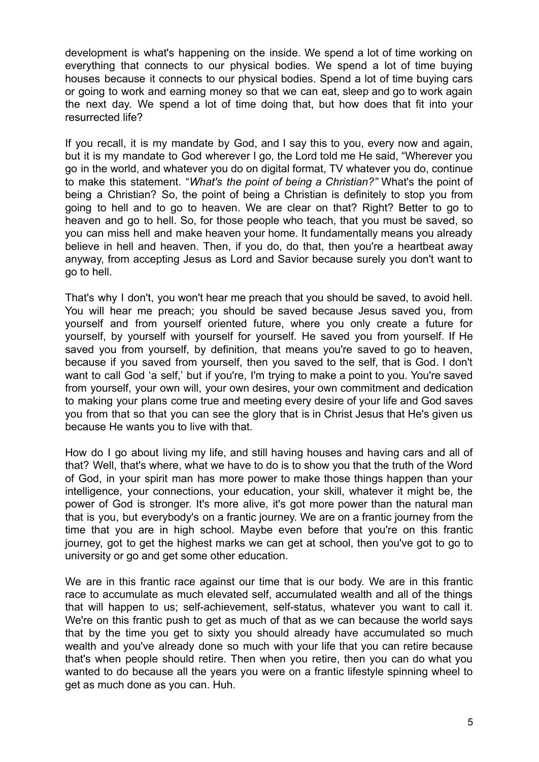development is what's happening on the inside. We spend a lot of time working on everything that connects to our physical bodies. We spend a lot of time buying houses because it connects to our physical bodies. Spend a lot of time buying cars or going to work and earning money so that we can eat, sleep and go to work again the next day. We spend a lot of time doing that, but how does that fit into your resurrected life?

If you recall, it is my mandate by God, and I say this to you, every now and again, but it is my mandate to God wherever I go, the Lord told me He said, "Wherever you go in the world, and whatever you do on digital format, TV whatever you do, continue to make this statement. "*What's the point of being a Christian?"* What's the point of being a Christian? So, the point of being a Christian is definitely to stop you from going to hell and to go to heaven. We are clear on that? Right? Better to go to heaven and go to hell. So, for those people who teach, that you must be saved, so you can miss hell and make heaven your home. It fundamentally means you already believe in hell and heaven. Then, if you do, do that, then you're a heartbeat away anyway, from accepting Jesus as Lord and Savior because surely you don't want to go to hell.

That's why I don't, you won't hear me preach that you should be saved, to avoid hell. You will hear me preach; you should be saved because Jesus saved you, from yourself and from yourself oriented future, where you only create a future for yourself, by yourself with yourself for yourself. He saved you from yourself. If He saved you from yourself, by definition, that means you're saved to go to heaven, because if you saved from yourself, then you saved to the self, that is God. I don't want to call God 'a self,' but if you're, I'm trying to make a point to you. You're saved from yourself, your own will, your own desires, your own commitment and dedication to making your plans come true and meeting every desire of your life and God saves you from that so that you can see the glory that is in Christ Jesus that He's given us because He wants you to live with that.

How do I go about living my life, and still having houses and having cars and all of that? Well, that's where, what we have to do is to show you that the truth of the Word of God, in your spirit man has more power to make those things happen than your intelligence, your connections, your education, your skill, whatever it might be, the power of God is stronger. It's more alive, it's got more power than the natural man that is you, but everybody's on a frantic journey. We are on a frantic journey from the time that you are in high school. Maybe even before that you're on this frantic journey, got to get the highest marks we can get at school, then you've got to go to university or go and get some other education.

We are in this frantic race against our time that is our body. We are in this frantic race to accumulate as much elevated self, accumulated wealth and all of the things that will happen to us; self-achievement, self-status, whatever you want to call it. We're on this frantic push to get as much of that as we can because the world says that by the time you get to sixty you should already have accumulated so much wealth and you've already done so much with your life that you can retire because that's when people should retire. Then when you retire, then you can do what you wanted to do because all the years you were on a frantic lifestyle spinning wheel to get as much done as you can. Huh.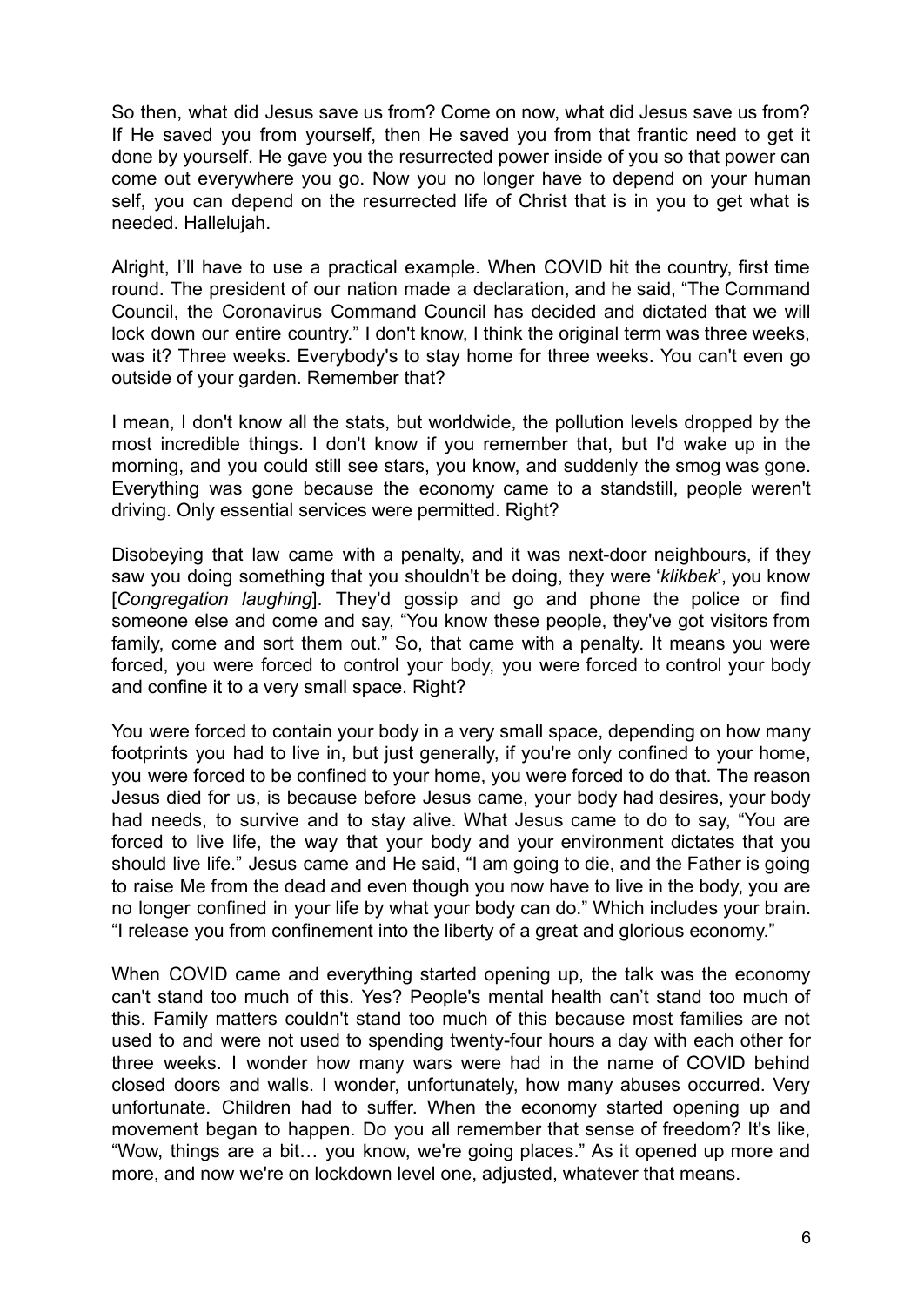So then, what did Jesus save us from? Come on now, what did Jesus save us from? If He saved you from yourself, then He saved you from that frantic need to get it done by yourself. He gave you the resurrected power inside of you so that power can come out everywhere you go. Now you no longer have to depend on your human self, you can depend on the resurrected life of Christ that is in you to get what is needed. Hallelujah.

Alright, I'll have to use a practical example. When COVID hit the country, first time round. The president of our nation made a declaration, and he said, "The Command Council, the Coronavirus Command Council has decided and dictated that we will lock down our entire country." I don't know, I think the original term was three weeks, was it? Three weeks. Everybody's to stay home for three weeks. You can't even go outside of your garden. Remember that?

I mean, I don't know all the stats, but worldwide, the pollution levels dropped by the most incredible things. I don't know if you remember that, but I'd wake up in the morning, and you could still see stars, you know, and suddenly the smog was gone. Everything was gone because the economy came to a standstill, people weren't driving. Only essential services were permitted. Right?

Disobeying that law came with a penalty, and it was next-door neighbours, if they saw you doing something that you shouldn't be doing, they were '*klikbek*', you know [*Congregation laughing*]. They'd gossip and go and phone the police or find someone else and come and say, "You know these people, they've got visitors from family, come and sort them out." So, that came with a penalty. It means you were forced, you were forced to control your body, you were forced to control your body and confine it to a very small space. Right?

You were forced to contain your body in a very small space, depending on how many footprints you had to live in, but just generally, if you're only confined to your home, you were forced to be confined to your home, you were forced to do that. The reason Jesus died for us, is because before Jesus came, your body had desires, your body had needs, to survive and to stay alive. What Jesus came to do to say, "You are forced to live life, the way that your body and your environment dictates that you should live life." Jesus came and He said, "I am going to die, and the Father is going to raise Me from the dead and even though you now have to live in the body, you are no longer confined in your life by what your body can do." Which includes your brain. "I release you from confinement into the liberty of a great and glorious economy."

When COVID came and everything started opening up, the talk was the economy can't stand too much of this. Yes? People's mental health can't stand too much of this. Family matters couldn't stand too much of this because most families are not used to and were not used to spending twenty-four hours a day with each other for three weeks. I wonder how many wars were had in the name of COVID behind closed doors and walls. I wonder, unfortunately, how many abuses occurred. Very unfortunate. Children had to suffer. When the economy started opening up and movement began to happen. Do you all remember that sense of freedom? It's like, "Wow, things are a bit… you know, we're going places." As it opened up more and more, and now we're on lockdown level one, adjusted, whatever that means.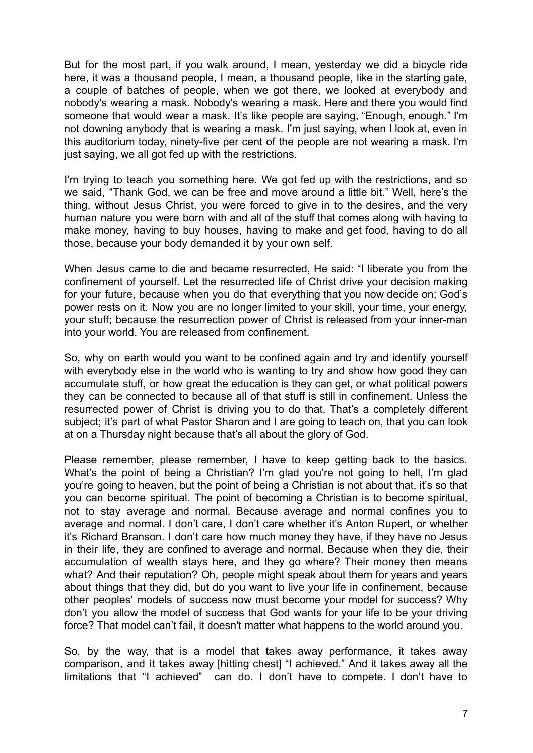But for the most part, if you walk around, I mean, yesterday we did a bicycle ride here, it was a thousand people, I mean, a thousand people, like in the starting gate, a couple of batches of people, when we got there, we looked at everybody and nobody's wearing a mask. Nobody's wearing a mask. Here and there you would find someone that would wear a mask. It's like people are saying, "Enough, enough." I'm not downing anybody that is wearing a mask. I'm just saying, when I look at, even in this auditorium today, ninety-five per cent of the people are not wearing a mask. I'm just saying, we all got fed up with the restrictions.

I'm trying to teach you something here. We got fed up with the restrictions, and so we said, "Thank God, we can be free and move around a little bit." Well, here's the thing, without Jesus Christ, you were forced to give in to the desires, and the very human nature you were born with and all of the stuff that comes along with having to make money, having to buy houses, having to make and get food, having to do all those, because your body demanded it by your own self.

When Jesus came to die and became resurrected, He said: "I liberate you from the confinement of yourself. Let the resurrected life of Christ drive your decision making for your future, because when you do that everything that you now decide on; God's power rests on it. Now you are no longer limited to your skill, your time, your energy, your stuff; because the resurrection power of Christ is released from your inner-man into your world. You are released from confinement.

So, why on earth would you want to be confined again and try and identify yourself with everybody else in the world who is wanting to try and show how good they can accumulate stuff, or how great the education is they can get, or what political powers they can be connected to because all of that stuff is still in confinement. Unless the resurrected power of Christ is driving you to do that. That's a completely different subject; it's part of what Pastor Sharon and I are going to teach on, that you can look at on a Thursday night because that's all about the glory of God.

Please remember, please remember, I have to keep getting back to the basics. What's the point of being a Christian? I'm glad you're not going to hell, I'm glad you're going to heaven, but the point of being a Christian is not about that, it's so that you can become spiritual. The point of becoming a Christian is to become spiritual, not to stay average and normal. Because average and normal confines you to average and normal. I don't care, I don't care whether it's Anton Rupert, or whether it's Richard Branson. I don't care how much money they have, if they have no Jesus in their life, they are confined to average and normal. Because when they die, their accumulation of wealth stays here, and they go where? Their money then means what? And their reputation? Oh, people might speak about them for years and years about things that they did, but do you want to live your life in confinement, because other peoples' models of success now must become your model for success? Why don't you allow the model of success that God wants for your life to be your driving force? That model can't fail, it doesn't matter what happens to the world around you.

So, by the way, that is a model that takes away performance, it takes away comparison, and it takes away [hitting chest] "I achieved." And it takes away all the limitations that "I achieved" can do. I don't have to compete. I don't have to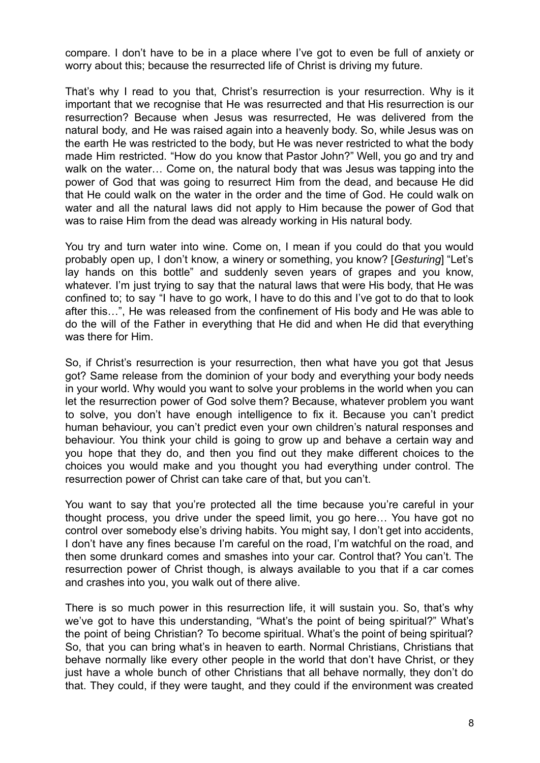compare. I don't have to be in a place where I've got to even be full of anxiety or worry about this; because the resurrected life of Christ is driving my future.

That's why I read to you that, Christ's resurrection is your resurrection. Why is it important that we recognise that He was resurrected and that His resurrection is our resurrection? Because when Jesus was resurrected, He was delivered from the natural body, and He was raised again into a heavenly body. So, while Jesus was on the earth He was restricted to the body, but He was never restricted to what the body made Him restricted. "How do you know that Pastor John?" Well, you go and try and walk on the water… Come on, the natural body that was Jesus was tapping into the power of God that was going to resurrect Him from the dead, and because He did that He could walk on the water in the order and the time of God. He could walk on water and all the natural laws did not apply to Him because the power of God that was to raise Him from the dead was already working in His natural body.

You try and turn water into wine. Come on, I mean if you could do that you would probably open up, I don't know, a winery or something, you know? [*Gesturing*] "Let's lay hands on this bottle" and suddenly seven years of grapes and you know, whatever. I'm just trying to say that the natural laws that were His body, that He was confined to; to say "I have to go work, I have to do this and I've got to do that to look after this…", He was released from the confinement of His body and He was able to do the will of the Father in everything that He did and when He did that everything was there for Him.

So, if Christ's resurrection is your resurrection, then what have you got that Jesus got? Same release from the dominion of your body and everything your body needs in your world. Why would you want to solve your problems in the world when you can let the resurrection power of God solve them? Because, whatever problem you want to solve, you don't have enough intelligence to fix it. Because you can't predict human behaviour, you can't predict even your own children's natural responses and behaviour. You think your child is going to grow up and behave a certain way and you hope that they do, and then you find out they make different choices to the choices you would make and you thought you had everything under control. The resurrection power of Christ can take care of that, but you can't.

You want to say that you're protected all the time because you're careful in your thought process, you drive under the speed limit, you go here… You have got no control over somebody else's driving habits. You might say, I don't get into accidents, I don't have any fines because I'm careful on the road, I'm watchful on the road, and then some drunkard comes and smashes into your car. Control that? You can't. The resurrection power of Christ though, is always available to you that if a car comes and crashes into you, you walk out of there alive.

There is so much power in this resurrection life, it will sustain you. So, that's why we've got to have this understanding, "What's the point of being spiritual?" What's the point of being Christian? To become spiritual. What's the point of being spiritual? So, that you can bring what's in heaven to earth. Normal Christians, Christians that behave normally like every other people in the world that don't have Christ, or they just have a whole bunch of other Christians that all behave normally, they don't do that. They could, if they were taught, and they could if the environment was created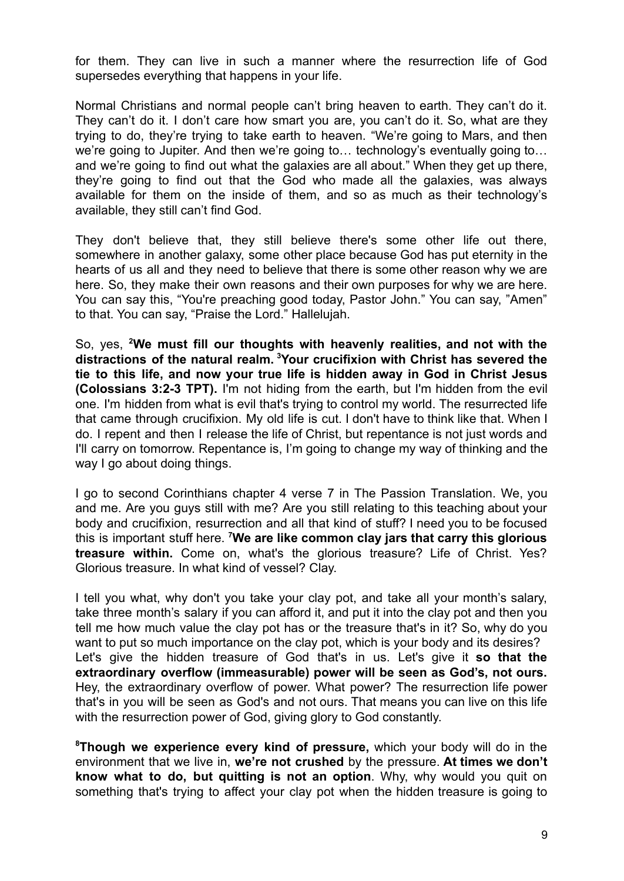for them. They can live in such a manner where the resurrection life of God supersedes everything that happens in your life.

Normal Christians and normal people can't bring heaven to earth. They can't do it. They can't do it. I don't care how smart you are, you can't do it. So, what are they trying to do, they're trying to take earth to heaven. "We're going to Mars, and then we're going to Jupiter. And then we're going to… technology's eventually going to… and we're going to find out what the galaxies are all about." When they get up there, they're going to find out that the God who made all the galaxies, was always available for them on the inside of them, and so as much as their technology's available, they still can't find God.

They don't believe that, they still believe there's some other life out there, somewhere in another galaxy, some other place because God has put eternity in the hearts of us all and they need to believe that there is some other reason why we are here. So, they make their own reasons and their own purposes for why we are here. You can say this, "You're preaching good today, Pastor John." You can say, "Amen" to that. You can say, "Praise the Lord." Hallelujah.

So, yes, **[2]We must fill our thoughts with heavenly realities, and not with the distractions of the natural realm. [3]Your crucifixion with Christ has severed the tie to this life, and now your true life is hidden away in God in Christ Jesus (Colossians 3:2-3 TPT).** I'm not hiding from the earth, but I'm hidden from the evil one. I'm hidden from what is evil that's trying to control my world. The resurrected life that came through crucifixion. My old life is cut. I don't have to think like that. When I do. I repent and then I release the life of Christ, but repentance is not just words and I'll carry on tomorrow. Repentance is, I'm going to change my way of thinking and the way I go about doing things.

I go to second Corinthians chapter 4 verse 7 in The Passion Translation. We, you and me. Are you guys still with me? Are you still relating to this teaching about your body and crucifixion, resurrection and all that kind of stuff? I need you to be focused this is important stuff here. **[7]We are like common clay jars that carry this glorious treasure within.** Come on, what's the glorious treasure? Life of Christ. Yes? Glorious treasure. In what kind of vessel? Clay.

I tell you what, why don't you take your clay pot, and take all your month's salary, take three month's salary if you can afford it, and put it into the clay pot and then you tell me how much value the clay pot has or the treasure that's in it? So, why do you want to put so much importance on the clay pot, which is your body and its desires? Let's give the hidden treasure of God that's in us. Let's give it **so that the extraordinary overflow (immeasurable) power will be seen as God's, not ours.** Hey, the extraordinary overflow of power. What power? The resurrection life power that's in you will be seen as God's and not ours. That means you can live on this life with the resurrection power of God, giving glory to God constantly.

**[8]Though we experience every kind of pressure,** which your body will do in the environment that we live in, **we're not crushed** by the pressure. **At times we don't know what to do, but quitting is not an option**. Why, why would you quit on something that's trying to affect your clay pot when the hidden treasure is going to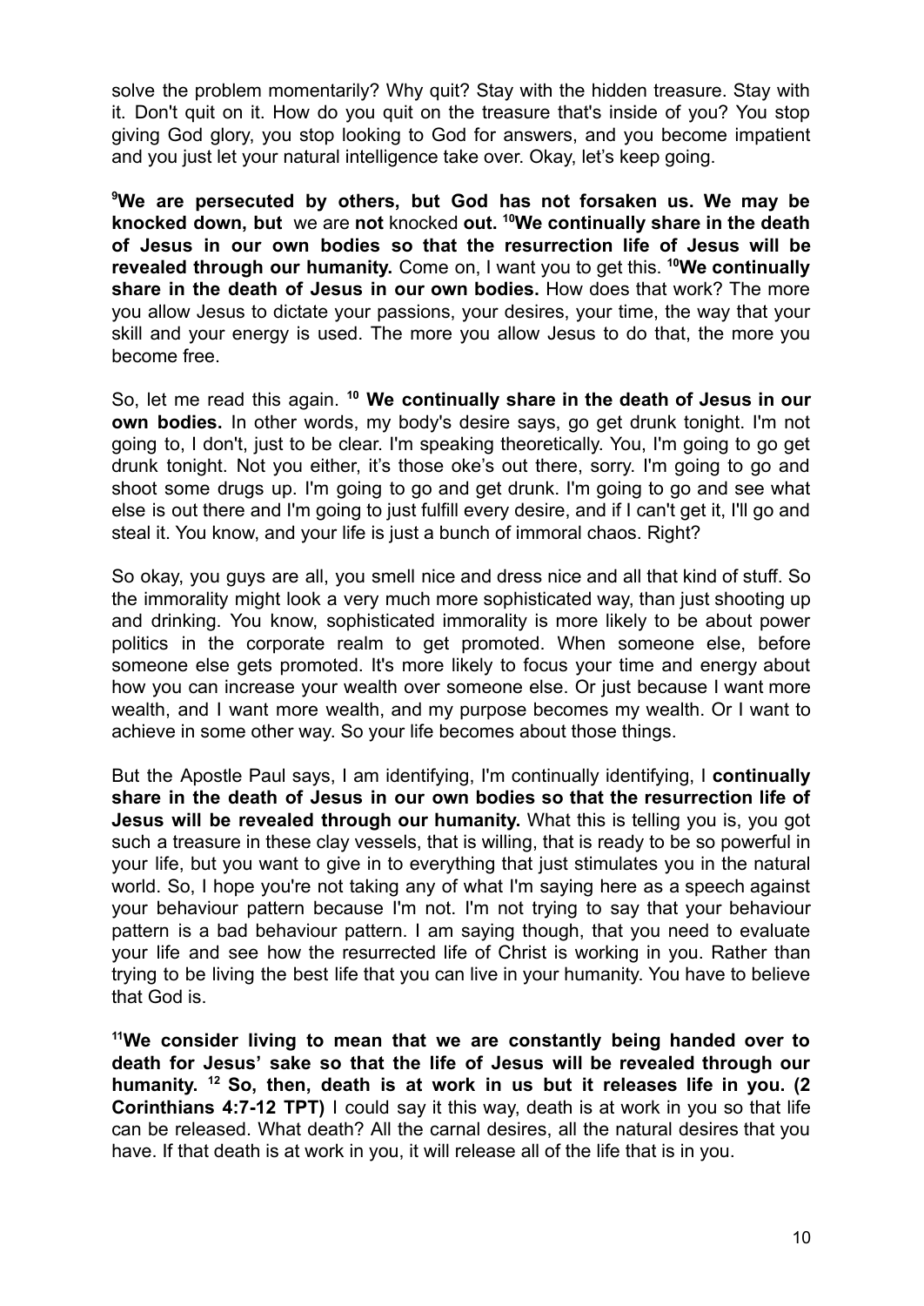solve the problem momentarily? Why quit? Stay with the hidden treasure. Stay with it. Don't quit on it. How do you quit on the treasure that's inside of you? You stop giving God glory, you stop looking to God for answers, and you become impatient and you just let your natural intelligence take over. Okay, let's keep going.

**[9]We are persecuted by others, but God has not forsaken us. We may be knocked down, but** we are **not** knocked **out. [10]We continually share in the death of Jesus in our own bodies so that the resurrection life of Jesus will be revealed through our humanity.** Come on, I want you to get this. **[10]We continually share in the death of Jesus in our own bodies.** How does that work? The more you allow Jesus to dictate your passions, your desires, your time, the way that your skill and your energy is used. The more you allow Jesus to do that, the more you become free.

So, let me read this again. **[10] We continually share in the death of Jesus in our own bodies.** In other words, my body's desire says, go get drunk tonight. I'm not going to, I don't, just to be clear. I'm speaking theoretically. You, I'm going to go get drunk tonight. Not you either, it's those oke's out there, sorry. I'm going to go and shoot some drugs up. I'm going to go and get drunk. I'm going to go and see what else is out there and I'm going to just fulfill every desire, and if I can't get it, I'll go and steal it. You know, and your life is just a bunch of immoral chaos. Right?

So okay, you guys are all, you smell nice and dress nice and all that kind of stuff. So the immorality might look a very much more sophisticated way, than just shooting up and drinking. You know, sophisticated immorality is more likely to be about power politics in the corporate realm to get promoted. When someone else, before someone else gets promoted. It's more likely to focus your time and energy about how you can increase your wealth over someone else. Or just because I want more wealth, and I want more wealth, and my purpose becomes my wealth. Or I want to achieve in some other way. So your life becomes about those things.

But the Apostle Paul says, I am identifying, I'm continually identifying, I **continually share in the death of Jesus in our own bodies so that the resurrection life of Jesus will be revealed through our humanity.** What this is telling you is, you got such a treasure in these clay vessels, that is willing, that is ready to be so powerful in your life, but you want to give in to everything that just stimulates you in the natural world. So, I hope you're not taking any of what I'm saying here as a speech against your behaviour pattern because I'm not. I'm not trying to say that your behaviour pattern is a bad behaviour pattern. I am saying though, that you need to evaluate your life and see how the resurrected life of Christ is working in you. Rather than trying to be living the best life that you can live in your humanity. You have to believe that God is.

**[11]We consider living to mean that we are constantly being handed over to death for Jesus' sake so that the life of Jesus will be revealed through our humanity. [12] So, then, death is at work in us but it releases life in you. (2 Corinthians 4:7-12 TPT)** I could say it this way, death is at work in you so that life can be released. What death? All the carnal desires, all the natural desires that you have. If that death is at work in you, it will release all of the life that is in you.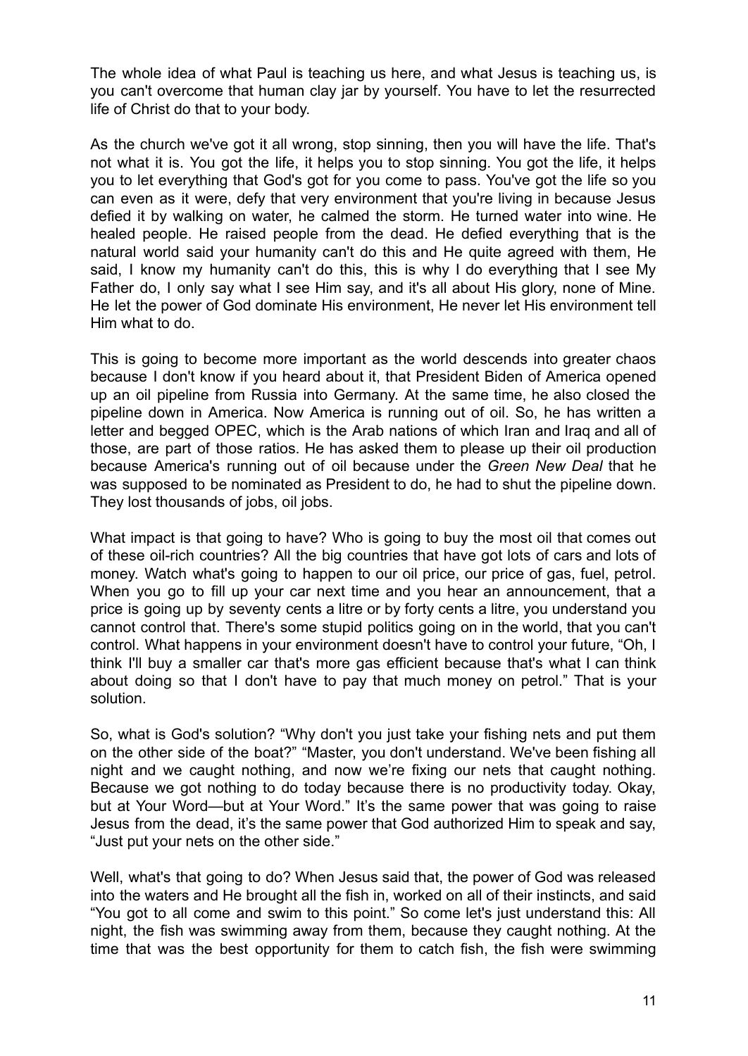The whole idea of what Paul is teaching us here, and what Jesus is teaching us, is you can't overcome that human clay jar by yourself. You have to let the resurrected life of Christ do that to your body.

As the church we've got it all wrong, stop sinning, then you will have the life. That's not what it is. You got the life, it helps you to stop sinning. You got the life, it helps you to let everything that God's got for you come to pass. You've got the life so you can even as it were, defy that very environment that you're living in because Jesus defied it by walking on water, he calmed the storm. He turned water into wine. He healed people. He raised people from the dead. He defied everything that is the natural world said your humanity can't do this and He quite agreed with them, He said, I know my humanity can't do this, this is why I do everything that I see My Father do, I only say what I see Him say, and it's all about His glory, none of Mine. He let the power of God dominate His environment, He never let His environment tell Him what to do.

This is going to become more important as the world descends into greater chaos because I don't know if you heard about it, that President Biden of America opened up an oil pipeline from Russia into Germany. At the same time, he also closed the pipeline down in America. Now America is running out of oil. So, he has written a letter and begged OPEC, which is the Arab nations of which Iran and Iraq and all of those, are part of those ratios. He has asked them to please up their oil production because America's running out of oil because under the *Green New Deal* that he was supposed to be nominated as President to do, he had to shut the pipeline down. They lost thousands of jobs, oil jobs.

What impact is that going to have? Who is going to buy the most oil that comes out of these oil-rich countries? All the big countries that have got lots of cars and lots of money. Watch what's going to happen to our oil price, our price of gas, fuel, petrol. When you go to fill up your car next time and you hear an announcement, that a price is going up by seventy cents a litre or by forty cents a litre, you understand you cannot control that. There's some stupid politics going on in the world, that you can't control. What happens in your environment doesn't have to control your future, "Oh, I think I'll buy a smaller car that's more gas efficient because that's what I can think about doing so that I don't have to pay that much money on petrol." That is your solution.

So, what is God's solution? "Why don't you just take your fishing nets and put them on the other side of the boat?" "Master, you don't understand. We've been fishing all night and we caught nothing, and now we're fixing our nets that caught nothing. Because we got nothing to do today because there is no productivity today. Okay, but at Your Word—but at Your Word." It's the same power that was going to raise Jesus from the dead, it's the same power that God authorized Him to speak and say, "Just put your nets on the other side."

Well, what's that going to do? When Jesus said that, the power of God was released into the waters and He brought all the fish in, worked on all of their instincts, and said "You got to all come and swim to this point." So come let's just understand this: All night, the fish was swimming away from them, because they caught nothing. At the time that was the best opportunity for them to catch fish, the fish were swimming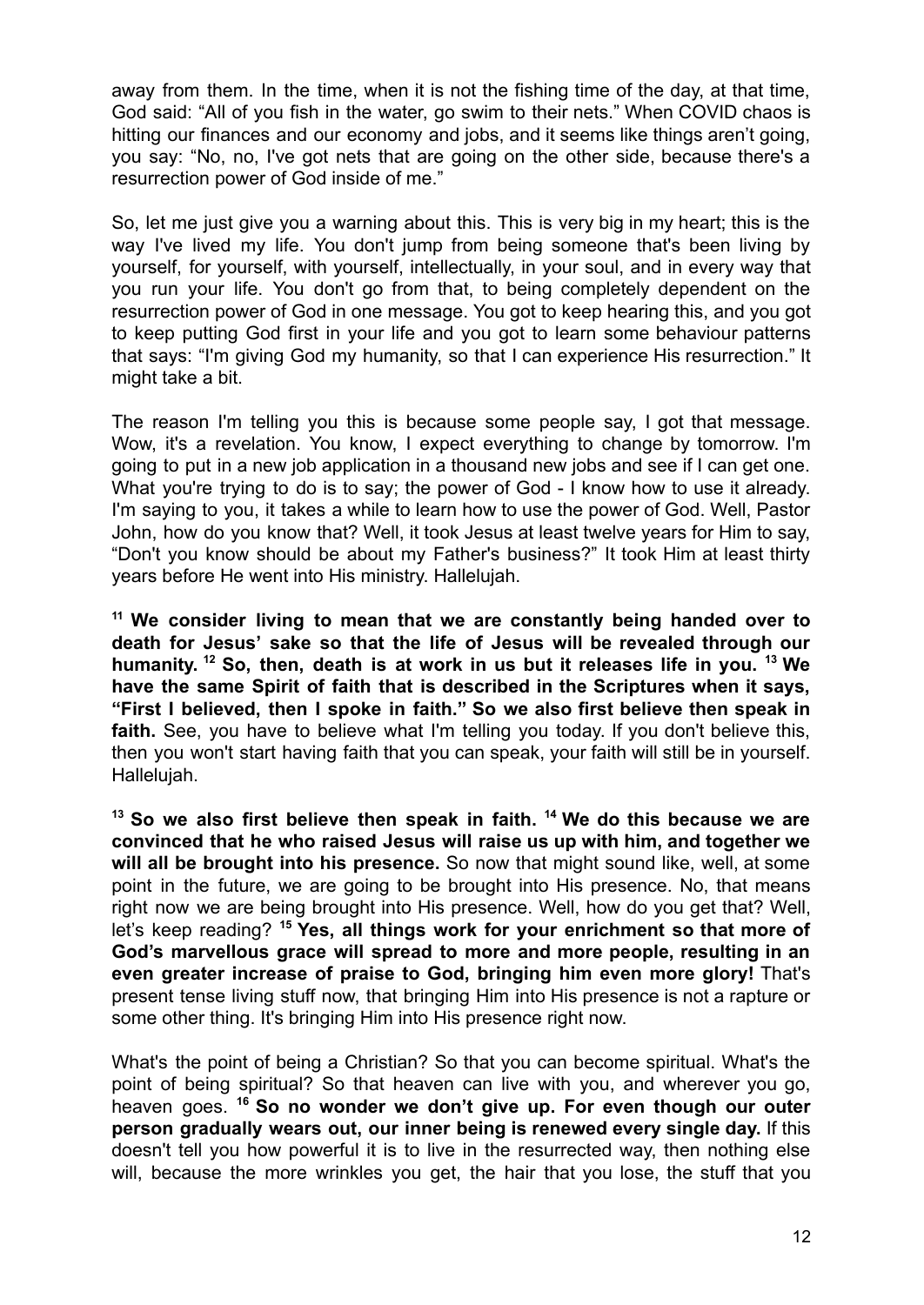away from them. In the time, when it is not the fishing time of the day, at that time, God said: "All of you fish in the water, go swim to their nets." When COVID chaos is hitting our finances and our economy and jobs, and it seems like things aren't going, you say: "No, no, I've got nets that are going on the other side, because there's a resurrection power of God inside of me."

So, let me just give you a warning about this. This is very big in my heart; this is the way I've lived my life. You don't jump from being someone that's been living by yourself, for yourself, with yourself, intellectually, in your soul, and in every way that you run your life. You don't go from that, to being completely dependent on the resurrection power of God in one message. You got to keep hearing this, and you got to keep putting God first in your life and you got to learn some behaviour patterns that says: "I'm giving God my humanity, so that I can experience His resurrection." It might take a bit.

The reason I'm telling you this is because some people say, I got that message. Wow, it's a revelation. You know, I expect everything to change by tomorrow. I'm going to put in a new job application in a thousand new jobs and see if I can get one. What you're trying to do is to say; the power of God - I know how to use it already. I'm saying to you, it takes a while to learn how to use the power of God. Well, Pastor John, how do you know that? Well, it took Jesus at least twelve years for Him to say, "Don't you know should be about my Father's business?" It took Him at least thirty years before He went into His ministry. Hallelujah.

**[11] We consider living to mean that we are constantly being handed over to death for Jesus' sake so that the life of Jesus will be revealed through our humanity. [12] So, then, death is at work in us but it releases life in you. [13] We have the same Spirit of faith that is described in the Scriptures when it says, "First I believed, then I spoke in faith." So we also first believe then speak in faith.** See, you have to believe what I'm telling you today. If you don't believe this, then you won't start having faith that you can speak, your faith will still be in yourself. Hallelujah.

**[13] So we also first believe then speak in faith. [14] We do this because we are convinced that he who raised Jesus will raise us up with him, and together we will all be brought into his presence.** So now that might sound like, well, at some point in the future, we are going to be brought into His presence. No, that means right now we are being brought into His presence. Well, how do you get that? Well, let's keep reading? **[15] Yes, all things work for your enrichment so that more of God's marvellous grace will spread to more and more people, resulting in an even greater increase of praise to God, bringing him even more glory!** That's present tense living stuff now, that bringing Him into His presence is not a rapture or some other thing. It's bringing Him into His presence right now.

What's the point of being a Christian? So that you can become spiritual. What's the point of being spiritual? So that heaven can live with you, and wherever you go, heaven goes. **[16] So no wonder we don't give up. For even though our outer person gradually wears out, our inner being is renewed every single day.** If this doesn't tell you how powerful it is to live in the resurrected way, then nothing else will, because the more wrinkles you get, the hair that you lose, the stuff that you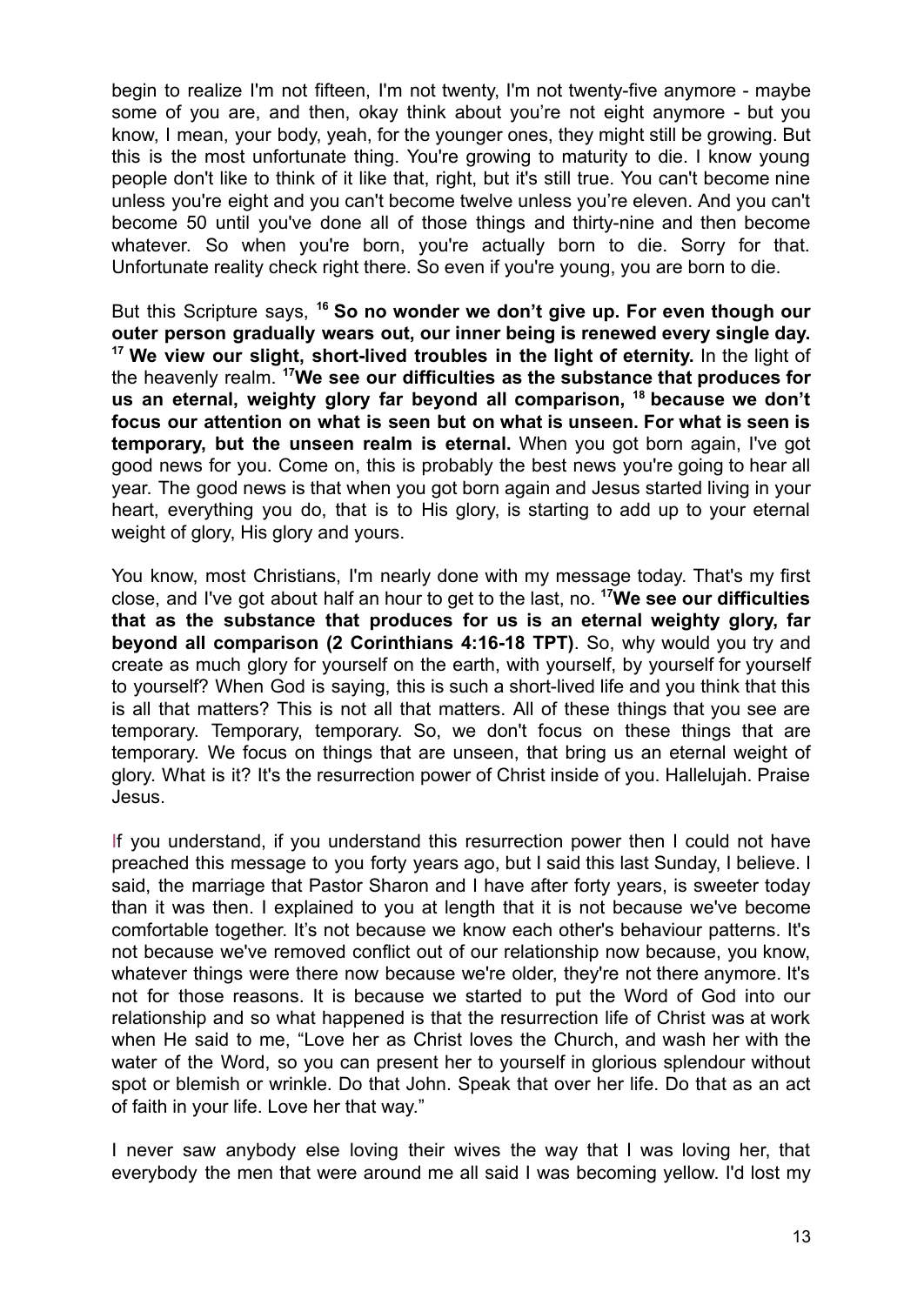begin to realize I'm not fifteen, I'm not twenty, I'm not twenty-five anymore - maybe some of you are, and then, okay think about you're not eight anymore - but you know, I mean, your body, yeah, for the younger ones, they might still be growing. But this is the most unfortunate thing. You're growing to maturity to die. I know young people don't like to think of it like that, right, but it's still true. You can't become nine unless you're eight and you can't become twelve unless you're eleven. And you can't become 50 until you've done all of those things and thirty-nine and then become whatever. So when you're born, you're actually born to die. Sorry for that. Unfortunate reality check right there. So even if you're young, you are born to die.

But this Scripture says, [16] **So no wonder we don't give up. For even though our outer person gradually wears out, our inner being is renewed every single day.** [17] **We view our slight, short-lived troubles in the light of eternity.** In the light of the heavenly realm. [17]**We see our difficulties as the substance that produces for us an eternal, weighty glory far beyond all comparison,** [18] **because we don't focus our attention on what is seen but on what is unseen. For what is seen is temporary, but the unseen realm is eternal.** When you got born again, I've got good news for you. Come on, this is probably the best news you're going to hear all year. The good news is that when you got born again and Jesus started living in your heart, everything you do, that is to His glory, is starting to add up to your eternal weight of glory, His glory and yours.

You know, most Christians, I'm nearly done with my message today. That's my first close, and I've got about half an hour to get to the last, no. [17]**We see our difficulties that as the substance that produces for us is an eternal weighty glory, far beyond all comparison (2 Corinthians 4:16-18 TPT)**. So, why would you try and create as much glory for yourself on the earth, with yourself, by yourself for yourself to yourself? When God is saying, this is such a short-lived life and you think that this is all that matters? This is not all that matters. All of these things that you see are temporary. Temporary, temporary. So, we don't focus on these things that are temporary. We focus on things that are unseen, that bring us an eternal weight of glory. What is it? It's the resurrection power of Christ inside of you. Hallelujah. Praise Jesus.

If you understand, if you understand this resurrection power then I could not have preached this message to you forty years ago, but I said this last Sunday, I believe. I said, the marriage that Pastor Sharon and I have after forty years, is sweeter today than it was then. I explained to you at length that it is not because we've become comfortable together. It's not because we know each other's behaviour patterns. It's not because we've removed conflict out of our relationship now because, you know, whatever things were there now because we're older, they're not there anymore. It's not for those reasons. It is because we started to put the Word of God into our relationship and so what happened is that the resurrection life of Christ was at work when He said to me, "Love her as Christ loves the Church, and wash her with the water of the Word, so you can present her to yourself in glorious splendour without spot or blemish or wrinkle. Do that John. Speak that over her life. Do that as an act of faith in your life. Love her that way."

I never saw anybody else loving their wives the way that I was loving her, that everybody the men that were around me all said I was becoming yellow. I'd lost my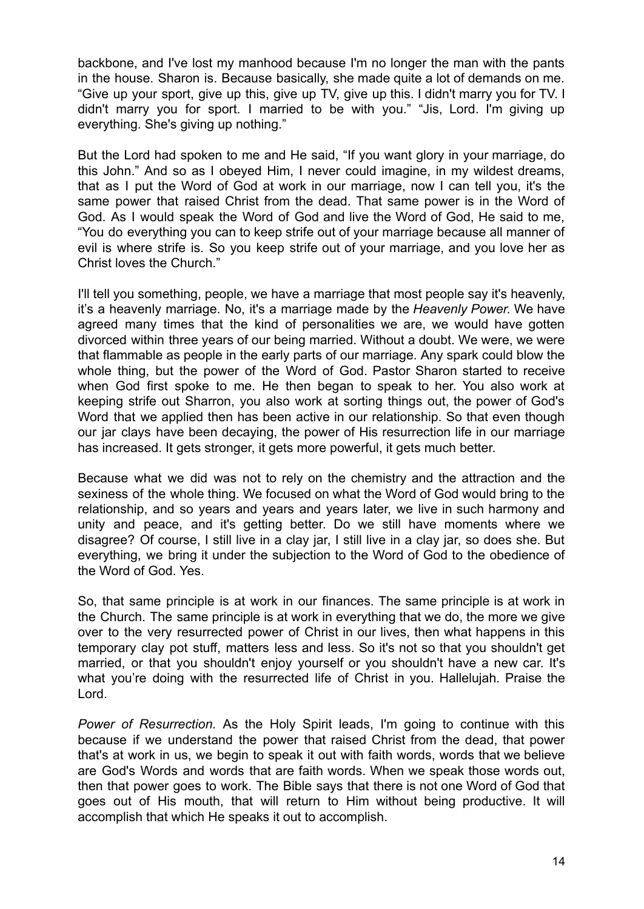backbone, and I've lost my manhood because I'm no longer the man with the pants in the house. Sharon is. Because basically, she made quite a lot of demands on me. "Give up your sport, give up this, give up TV, give up this. I didn't marry you for TV. I didn't marry you for sport. I married to be with you." "Jis, Lord. I'm giving up everything. She's giving up nothing."

But the Lord had spoken to me and He said, "If you want glory in your marriage, do this John." And so as I obeyed Him, I never could imagine, in my wildest dreams, that as I put the Word of God at work in our marriage, now I can tell you, it's the same power that raised Christ from the dead. That same power is in the Word of God. As I would speak the Word of God and live the Word of God, He said to me, "You do everything you can to keep strife out of your marriage because all manner of evil is where strife is. So you keep strife out of your marriage, and you love her as Christ loves the Church."

I'll tell you something, people, we have a marriage that most people say it's heavenly, it's a heavenly marriage. No, it's a marriage made by the *Heavenly Power.* We have agreed many times that the kind of personalities we are, we would have gotten divorced within three years of our being married. Without a doubt. We were, we were that flammable as people in the early parts of our marriage. Any spark could blow the whole thing, but the power of the Word of God. Pastor Sharon started to receive when God first spoke to me. He then began to speak to her. You also work at keeping strife out Sharron, you also work at sorting things out, the power of God's Word that we applied then has been active in our relationship. So that even though our jar clays have been decaying, the power of His resurrection life in our marriage has increased. It gets stronger, it gets more powerful, it gets much better.

Because what we did was not to rely on the chemistry and the attraction and the sexiness of the whole thing. We focused on what the Word of God would bring to the relationship, and so years and years and years later, we live in such harmony and unity and peace, and it's getting better. Do we still have moments where we disagree? Of course, I still live in a clay jar, I still live in a clay jar, so does she. But everything, we bring it under the subjection to the Word of God to the obedience of the Word of God. Yes.

So, that same principle is at work in our finances. The same principle is at work in the Church. The same principle is at work in everything that we do, the more we give over to the very resurrected power of Christ in our lives, then what happens in this temporary clay pot stuff, matters less and less. So it's not so that you shouldn't get married, or that you shouldn't enjoy yourself or you shouldn't have a new car. It's what you're doing with the resurrected life of Christ in you. Hallelujah. Praise the Lord.

*Power of Resurrection.* As the Holy Spirit leads, I'm going to continue with this because if we understand the power that raised Christ from the dead, that power that's at work in us, we begin to speak it out with faith words, words that we believe are God's Words and words that are faith words. When we speak those words out, then that power goes to work. The Bible says that there is not one Word of God that goes out of His mouth, that will return to Him without being productive. It will accomplish that which He speaks it out to accomplish.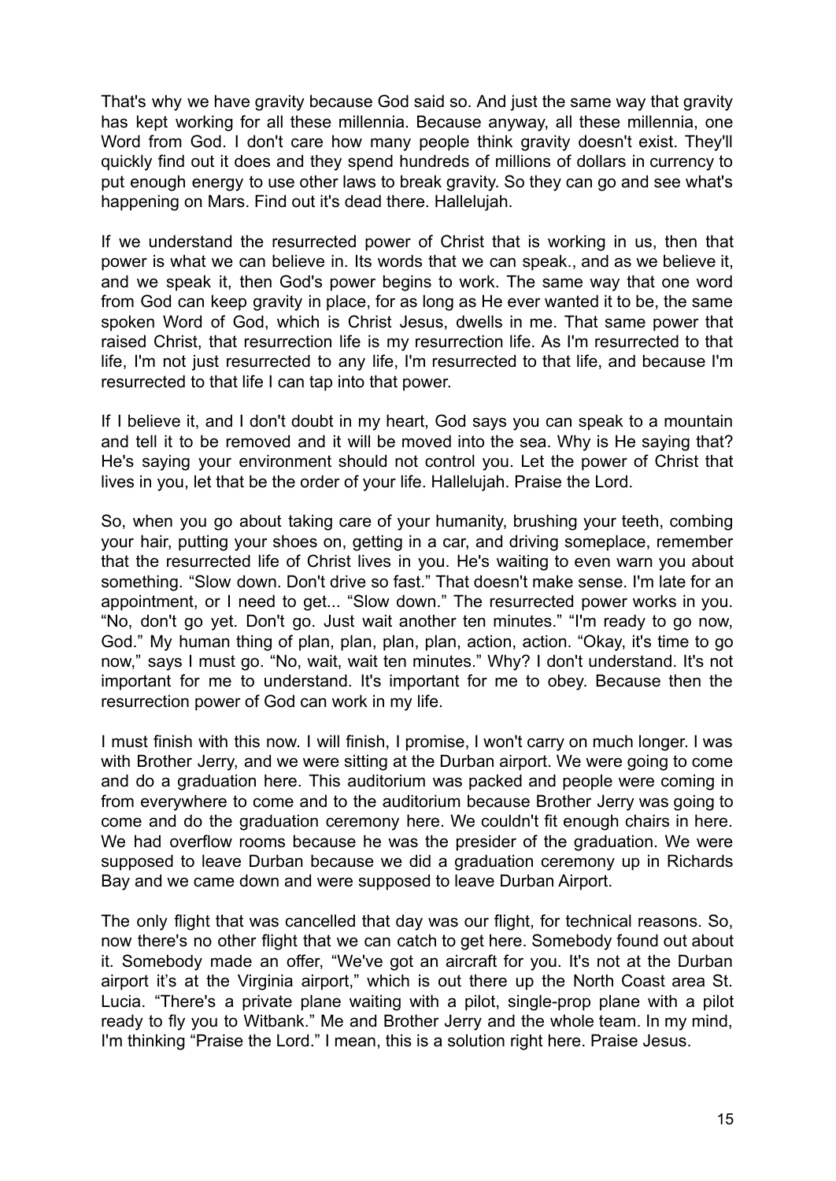That's why we have gravity because God said so. And just the same way that gravity has kept working for all these millennia. Because anyway, all these millennia, one Word from God. I don't care how many people think gravity doesn't exist. They'll quickly find out it does and they spend hundreds of millions of dollars in currency to put enough energy to use other laws to break gravity. So they can go and see what's happening on Mars. Find out it's dead there. Hallelujah.

If we understand the resurrected power of Christ that is working in us, then that power is what we can believe in. Its words that we can speak., and as we believe it, and we speak it, then God's power begins to work. The same way that one word from God can keep gravity in place, for as long as He ever wanted it to be, the same spoken Word of God, which is Christ Jesus, dwells in me. That same power that raised Christ, that resurrection life is my resurrection life. As I'm resurrected to that life, I'm not just resurrected to any life, I'm resurrected to that life, and because I'm resurrected to that life I can tap into that power.

If I believe it, and I don't doubt in my heart, God says you can speak to a mountain and tell it to be removed and it will be moved into the sea. Why is He saying that? He's saying your environment should not control you. Let the power of Christ that lives in you, let that be the order of your life. Hallelujah. Praise the Lord.

So, when you go about taking care of your humanity, brushing your teeth, combing your hair, putting your shoes on, getting in a car, and driving someplace, remember that the resurrected life of Christ lives in you. He's waiting to even warn you about something. “Slow down. Don't drive so fast.” That doesn't make sense. I'm late for an appointment, or I need to get... “Slow down.” The resurrected power works in you. “No, don't go yet. Don't go. Just wait another ten minutes.” “I'm ready to go now, God.” My human thing of plan, plan, plan, plan, action, action. “Okay, it's time to go now,” says I must go. “No, wait, wait ten minutes.” Why? I don't understand. It's not important for me to understand. It's important for me to obey. Because then the resurrection power of God can work in my life.

I must finish with this now. I will finish, I promise, I won't carry on much longer. I was with Brother Jerry, and we were sitting at the Durban airport. We were going to come and do a graduation here. This auditorium was packed and people were coming in from everywhere to come and to the auditorium because Brother Jerry was going to come and do the graduation ceremony here. We couldn't fit enough chairs in here. We had overflow rooms because he was the presider of the graduation. We were supposed to leave Durban because we did a graduation ceremony up in Richards Bay and we came down and were supposed to leave Durban Airport.

The only flight that was cancelled that day was our flight, for technical reasons. So, now there's no other flight that we can catch to get here. Somebody found out about it. Somebody made an offer, “We've got an aircraft for you. It's not at the Durban airport it’s at the Virginia airport,” which is out there up the North Coast area St. Lucia. “There's a private plane waiting with a pilot, single-prop plane with a pilot ready to fly you to Witbank.” Me and Brother Jerry and the whole team. In my mind, I'm thinking “Praise the Lord.” I mean, this is a solution right here. Praise Jesus.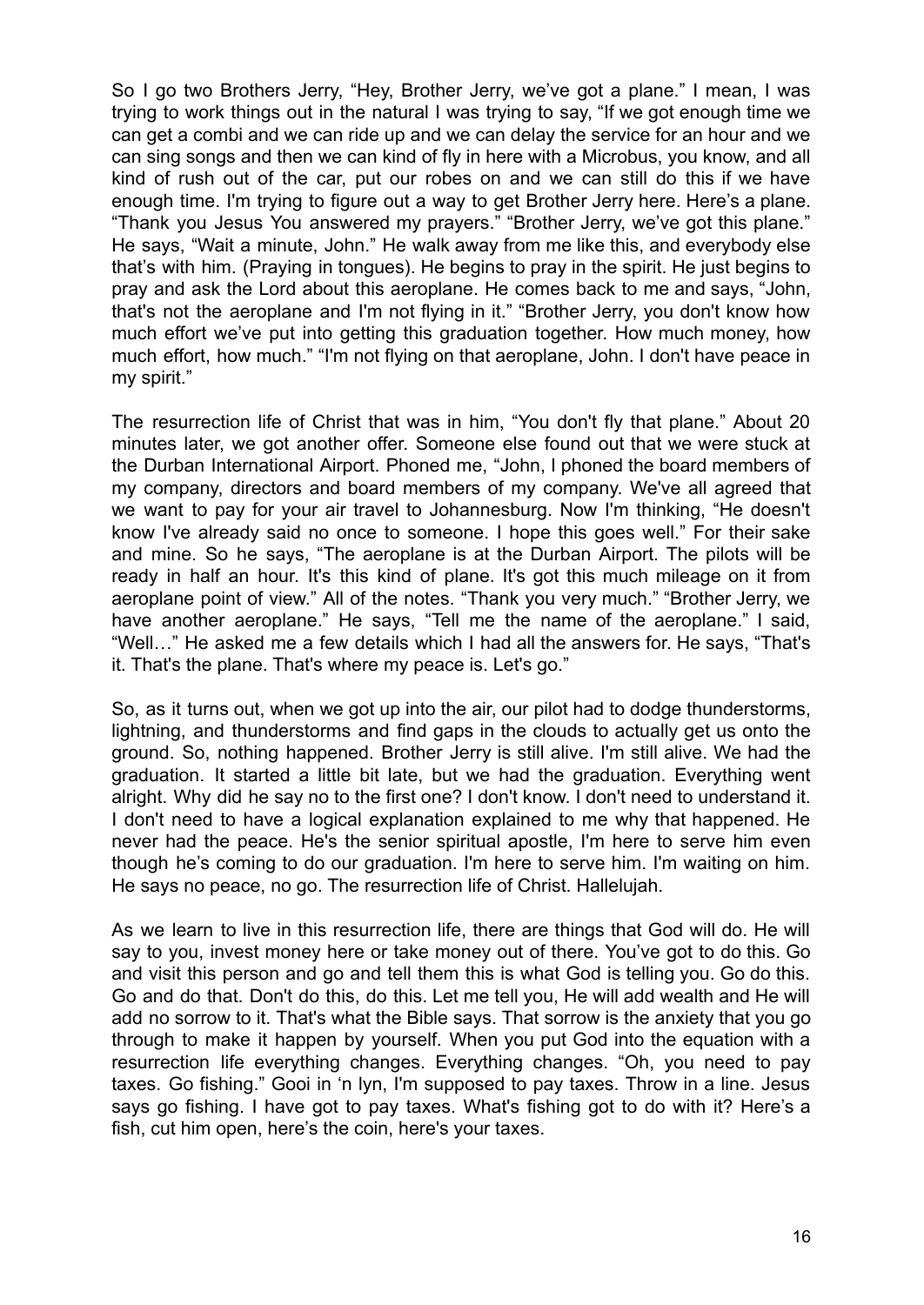So I go two Brothers Jerry, "Hey, Brother Jerry, we've got a plane." I mean, I was trying to work things out in the natural I was trying to say, "If we got enough time we can get a combi and we can ride up and we can delay the service for an hour and we can sing songs and then we can kind of fly in here with a Microbus, you know, and all kind of rush out of the car, put our robes on and we can still do this if we have enough time. I'm trying to figure out a way to get Brother Jerry here. Here's a plane. "Thank you Jesus You answered my prayers." "Brother Jerry, we've got this plane." He says, "Wait a minute, John." He walk away from me like this, and everybody else that's with him. (Praying in tongues). He begins to pray in the spirit. He just begins to pray and ask the Lord about this aeroplane. He comes back to me and says, "John, that's not the aeroplane and I'm not flying in it." "Brother Jerry, you don't know how much effort we've put into getting this graduation together. How much money, how much effort, how much." "I'm not flying on that aeroplane, John. I don't have peace in my spirit."

The resurrection life of Christ that was in him, "You don't fly that plane." About 20 minutes later, we got another offer. Someone else found out that we were stuck at the Durban International Airport. Phoned me, "John, I phoned the board members of my company, directors and board members of my company. We've all agreed that we want to pay for your air travel to Johannesburg. Now I'm thinking, "He doesn't know I've already said no once to someone. I hope this goes well." For their sake and mine. So he says, "The aeroplane is at the Durban Airport. The pilots will be ready in half an hour. It's this kind of plane. It's got this much mileage on it from aeroplane point of view." All of the notes. "Thank you very much." "Brother Jerry, we have another aeroplane." He says, "Tell me the name of the aeroplane." I said, "Well…" He asked me a few details which I had all the answers for. He says, "That's it. That's the plane. That's where my peace is. Let's go."

So, as it turns out, when we got up into the air, our pilot had to dodge thunderstorms, lightning, and thunderstorms and find gaps in the clouds to actually get us onto the ground. So, nothing happened. Brother Jerry is still alive. I'm still alive. We had the graduation. It started a little bit late, but we had the graduation. Everything went alright. Why did he say no to the first one? I don't know. I don't need to understand it. I don't need to have a logical explanation explained to me why that happened. He never had the peace. He's the senior spiritual apostle, I'm here to serve him even though he's coming to do our graduation. I'm here to serve him. I'm waiting on him. He says no peace, no go. The resurrection life of Christ. Hallelujah.

As we learn to live in this resurrection life, there are things that God will do. He will say to you, invest money here or take money out of there. You've got to do this. Go and visit this person and go and tell them this is what God is telling you. Go do this. Go and do that. Don't do this, do this. Let me tell you, He will add wealth and He will add no sorrow to it. That's what the Bible says. That sorrow is the anxiety that you go through to make it happen by yourself. When you put God into the equation with a resurrection life everything changes. Everything changes. "Oh, you need to pay taxes. Go fishing." Gooi in 'n lyn, I'm supposed to pay taxes. Throw in a line. Jesus says go fishing. I have got to pay taxes. What's fishing got to do with it? Here's a fish, cut him open, here's the coin, here's your taxes.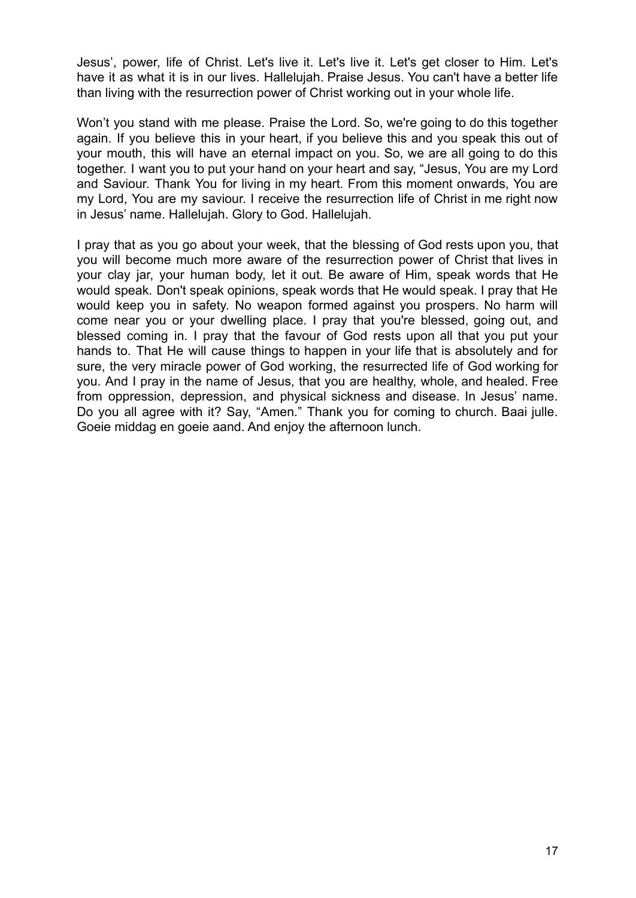Jesus', power, life of Christ. Let's live it. Let's live it. Let's get closer to Him. Let's have it as what it is in our lives. Hallelujah. Praise Jesus. You can't have a better life than living with the resurrection power of Christ working out in your whole life.

Won't you stand with me please. Praise the Lord. So, we're going to do this together again. If you believe this in your heart, if you believe this and you speak this out of your mouth, this will have an eternal impact on you. So, we are all going to do this together. I want you to put your hand on your heart and say, "Jesus, You are my Lord and Saviour. Thank You for living in my heart. From this moment onwards, You are my Lord, You are my saviour. I receive the resurrection life of Christ in me right now in Jesus' name. Hallelujah. Glory to God. Hallelujah.

I pray that as you go about your week, that the blessing of God rests upon you, that you will become much more aware of the resurrection power of Christ that lives in your clay jar, your human body, let it out. Be aware of Him, speak words that He would speak. Don't speak opinions, speak words that He would speak. I pray that He would keep you in safety. No weapon formed against you prospers. No harm will come near you or your dwelling place. I pray that you're blessed, going out, and blessed coming in. I pray that the favour of God rests upon all that you put your hands to. That He will cause things to happen in your life that is absolutely and for sure, the very miracle power of God working, the resurrected life of God working for you. And I pray in the name of Jesus, that you are healthy, whole, and healed. Free from oppression, depression, and physical sickness and disease. In Jesus' name. Do you all agree with it? Say, "Amen." Thank you for coming to church. Baai julle. Goeie middag en goeie aand. And enjoy the afternoon lunch.